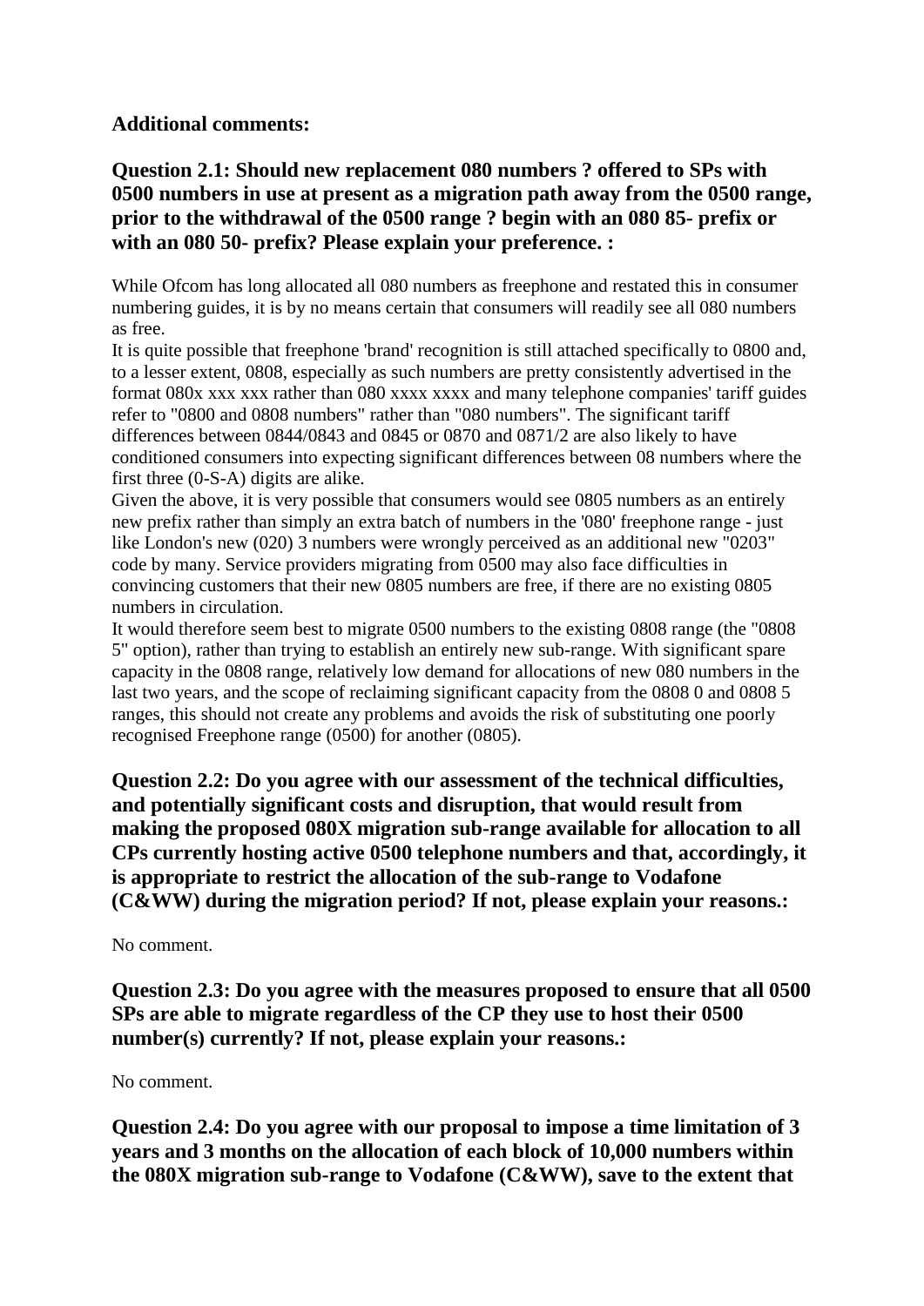**Additional comments:**

**Question 2.1: Should new replacement 080 numbers ? offered to SPs with 0500 numbers in use at present as a migration path away from the 0500 range, prior to the withdrawal of the 0500 range ? begin with an 080 85- prefix or with an 080 50- prefix? Please explain your preference. :**

While Ofcom has long allocated all 080 numbers as freephone and restated this in consumer numbering guides, it is by no means certain that consumers will readily see all 080 numbers as free.
It is quite possible that freephone 'brand' recognition is still attached specifically to 0800 and, to a lesser extent, 0808, especially as such numbers are pretty consistently advertised in the format 080x xxx xxx rather than 080 xxxx xxxx and many telephone companies' tariff guides refer to "0800 and 0808 numbers" rather than "080 numbers". The significant tariff differences between 0844/0843 and 0845 or 0870 and 0871/2 are also likely to have conditioned consumers into expecting significant differences between 08 numbers where the first three (0-S-A) digits are alike.
Given the above, it is very possible that consumers would see 0805 numbers as an entirely new prefix rather than simply an extra batch of numbers in the '080' freephone range - just like London's new (020) 3 numbers were wrongly perceived as an additional new "0203" code by many. Service providers migrating from 0500 may also face difficulties in convincing customers that their new 0805 numbers are free, if there are no existing 0805 numbers in circulation.
It would therefore seem best to migrate 0500 numbers to the existing 0808 range (the "0808 5" option), rather than trying to establish an entirely new sub-range. With significant spare capacity in the 0808 range, relatively low demand for allocations of new 080 numbers in the last two years, and the scope of reclaiming significant capacity from the 0808 0 and 0808 5 ranges, this should not create any problems and avoids the risk of substituting one poorly recognised Freephone range (0500) for another (0805).

**Question 2.2: Do you agree with our assessment of the technical difficulties, and potentially significant costs and disruption, that would result from making the proposed 080X migration sub-range available for allocation to all CPs currently hosting active 0500 telephone numbers and that, accordingly, it is appropriate to restrict the allocation of the sub-range to Vodafone (C&WW) during the migration period? If not, please explain your reasons.:**

No comment.

**Question 2.3: Do you agree with the measures proposed to ensure that all 0500 SPs are able to migrate regardless of the CP they use to host their 0500 number(s) currently? If not, please explain your reasons.:**

No comment.

**Question 2.4: Do you agree with our proposal to impose a time limitation of 3 years and 3 months on the allocation of each block of 10,000 numbers within the 080X migration sub-range to Vodafone (C&WW), save to the extent that**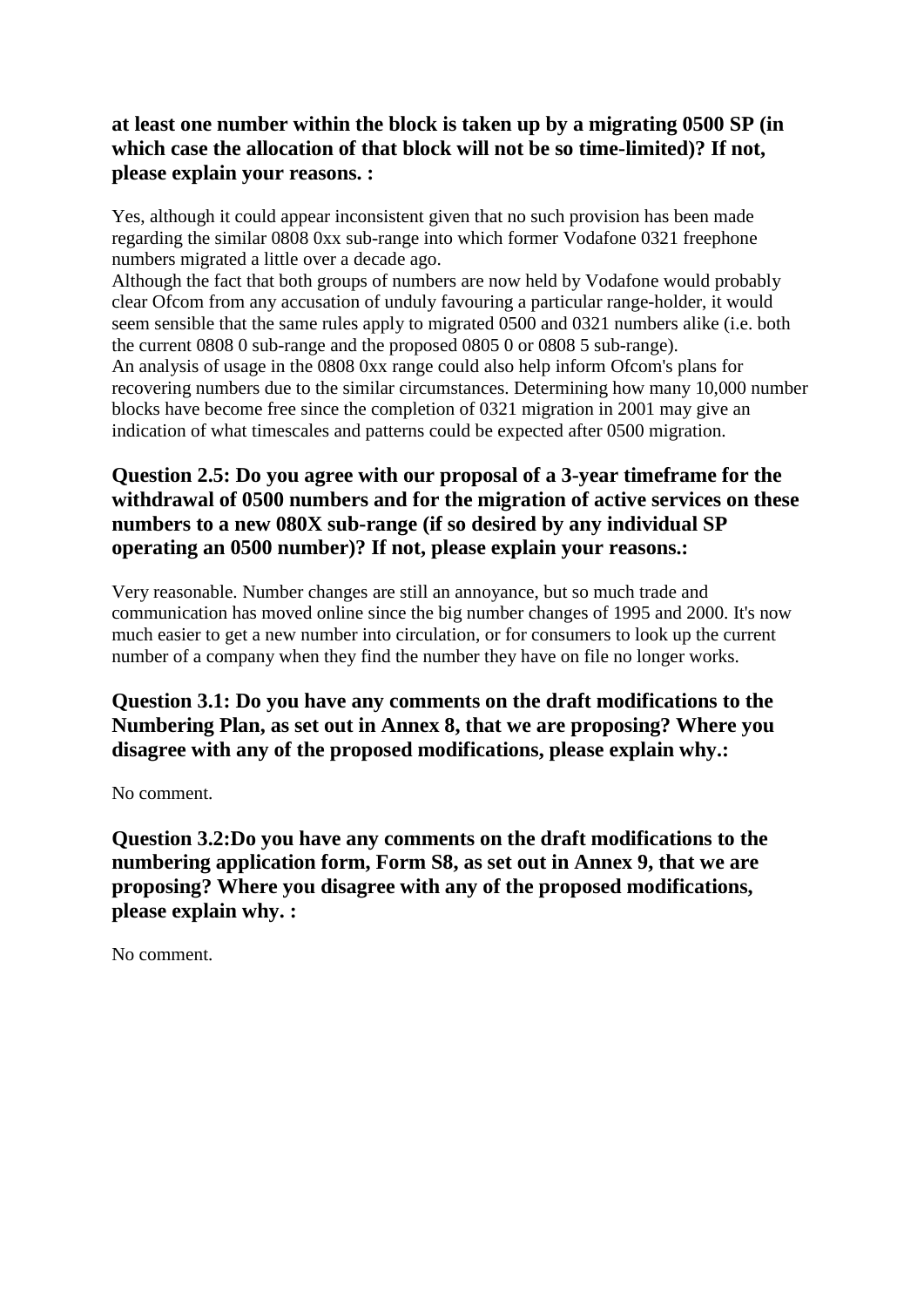**at least one number within the block is taken up by a migrating 0500 SP (in which case the allocation of that block will not be so time-limited)? If not, please explain your reasons. :**

Yes, although it could appear inconsistent given that no such provision has been made regarding the similar 0808 0xx sub-range into which former Vodafone 0321 freephone numbers migrated a little over a decade ago.
Although the fact that both groups of numbers are now held by Vodafone would probably clear Ofcom from any accusation of unduly favouring a particular range-holder, it would seem sensible that the same rules apply to migrated 0500 and 0321 numbers alike (i.e. both the current 0808 0 sub-range and the proposed 0805 0 or 0808 5 sub-range).
An analysis of usage in the 0808 0xx range could also help inform Ofcom's plans for recovering numbers due to the similar circumstances. Determining how many 10,000 number blocks have become free since the completion of 0321 migration in 2001 may give an indication of what timescales and patterns could be expected after 0500 migration.

## Question 2.5: Do you agree with our proposal of a 3-year timeframe for the withdrawal of 0500 numbers and for the migration of active services on these numbers to a new 080X sub-range (if so desired by any individual SP operating an 0500 number)? If not, please explain your reasons.:

Very reasonable. Number changes are still an annoyance, but so much trade and communication has moved online since the big number changes of 1995 and 2000. It's now much easier to get a new number into circulation, or for consumers to look up the current number of a company when they find the number they have on file no longer works.

## Question 3.1: Do you have any comments on the draft modifications to the Numbering Plan, as set out in Annex 8, that we are proposing? Where you disagree with any of the proposed modifications, please explain why.:

No comment.

## Question 3.2:Do you have any comments on the draft modifications to the numbering application form, Form S8, as set out in Annex 9, that we are proposing? Where you disagree with any of the proposed modifications, please explain why. :

No comment.